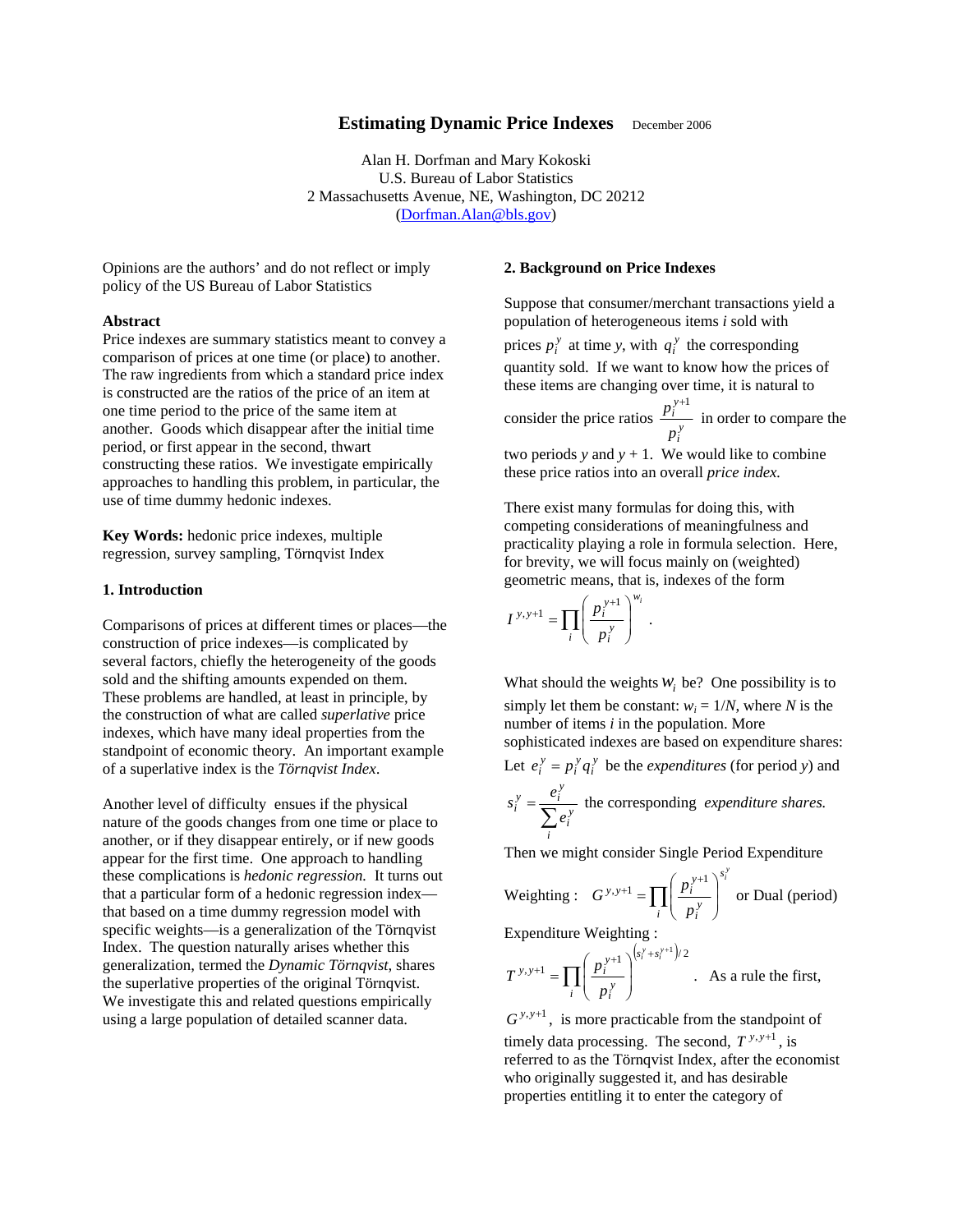# Estimating Dynamic Price Indexes

December 2006

Alan H. Dorfman and Mary Kokoski
U.S. Bureau of Labor Statistics
2 Massachusetts Avenue, NE, Washington, DC 20212
(Dorfman.Alan@bls.gov)

Opinions are the authors' and do not reflect or imply policy of the US Bureau of Labor Statistics

**Abstract**
Price indexes are summary statistics meant to convey a comparison of prices at one time (or place) to another. The raw ingredients from which a standard price index is constructed are the ratios of the price of an item at one time period to the price of the same item at another. Goods which disappear after the initial time period, or first appear in the second, thwart constructing these ratios. We investigate empirically approaches to handling this problem, in particular, the use of time dummy hedonic indexes.

**Key Words:** hedonic price indexes, multiple regression, survey sampling, Törnqvist Index

## 1. Introduction

Comparisons of prices at different times or places—the construction of price indexes—is complicated by several factors, chiefly the heterogeneity of the goods sold and the shifting amounts expended on them. These problems are handled, at least in principle, by the construction of what are called *superlative* price indexes, which have many ideal properties from the standpoint of economic theory. An important example of a superlative index is the *Törnqvist Index*.

Another level of difficulty ensues if the physical nature of the goods changes from one time or place to another, or if they disappear entirely, or if new goods appear for the first time. One approach to handling these complications is *hedonic regression.* It turns out that a particular form of a hedonic regression index—that based on a time dummy regression model with specific weights—is a generalization of the Törnqvist Index. The question naturally arises whether this generalization, termed the *Dynamic Törnqvist*, shares the superlative properties of the original Törnqvist. We investigate this and related questions empirically using a large population of detailed scanner data.

## 2. Background on Price Indexes

Suppose that consumer/merchant transactions yield a population of heterogeneous items *i* sold with prices $p_i^y$ at time *y*, with $q_i^y$ the corresponding quantity sold. If we want to know how the prices of these items are changing over time, it is natural to consider the price ratios $\frac{p_i^{y+1}}{p_i^y}$ in order to compare the two periods *y* and *y* + 1. We would like to combine these price ratios into an overall *price index.*

There exist many formulas for doing this, with competing considerations of meaningfulness and practicality playing a role in formula selection. Here, for brevity, we will focus mainly on (weighted) geometric means, that is, indexes of the form

$$I^{y,y+1} = \prod_i \left( \frac{p_i^{y+1}}{p_i^y} \right)^{w_i} .$$

What should the weights $w_i$ be? One possibility is to simply let them be constant: $w_i = 1/N$, where *N* is the number of items *i* in the population. More sophisticated indexes are based on expenditure shares: Let $e_i^y = p_i^y q_i^y$ be the *expenditures* (for period *y*) and $s_i^y = \frac{e_i^y}{\sum_i e_i^y}$ the corresponding *expenditure shares.*

Then we might consider Single Period Expenditure Weighting : $G^{y,y+1} = \prod_i \left( \frac{p_i^{y+1}}{p_i^y} \right)^{s_i^y}$ or Dual (period) Expenditure Weighting :

$$T^{y,y+1} = \prod_i \left( \frac{p_i^{y+1}}{p_i^y} \right)^{\left(s_i^y + s_i^{y+1}\right)/2} .$$

As a rule the first, $G^{y,y+1}$, is more practicable from the standpoint of timely data processing. The second, $T^{y,y+1}$, is referred to as the Törnqvist Index, after the economist who originally suggested it, and has desirable properties entitling it to enter the category of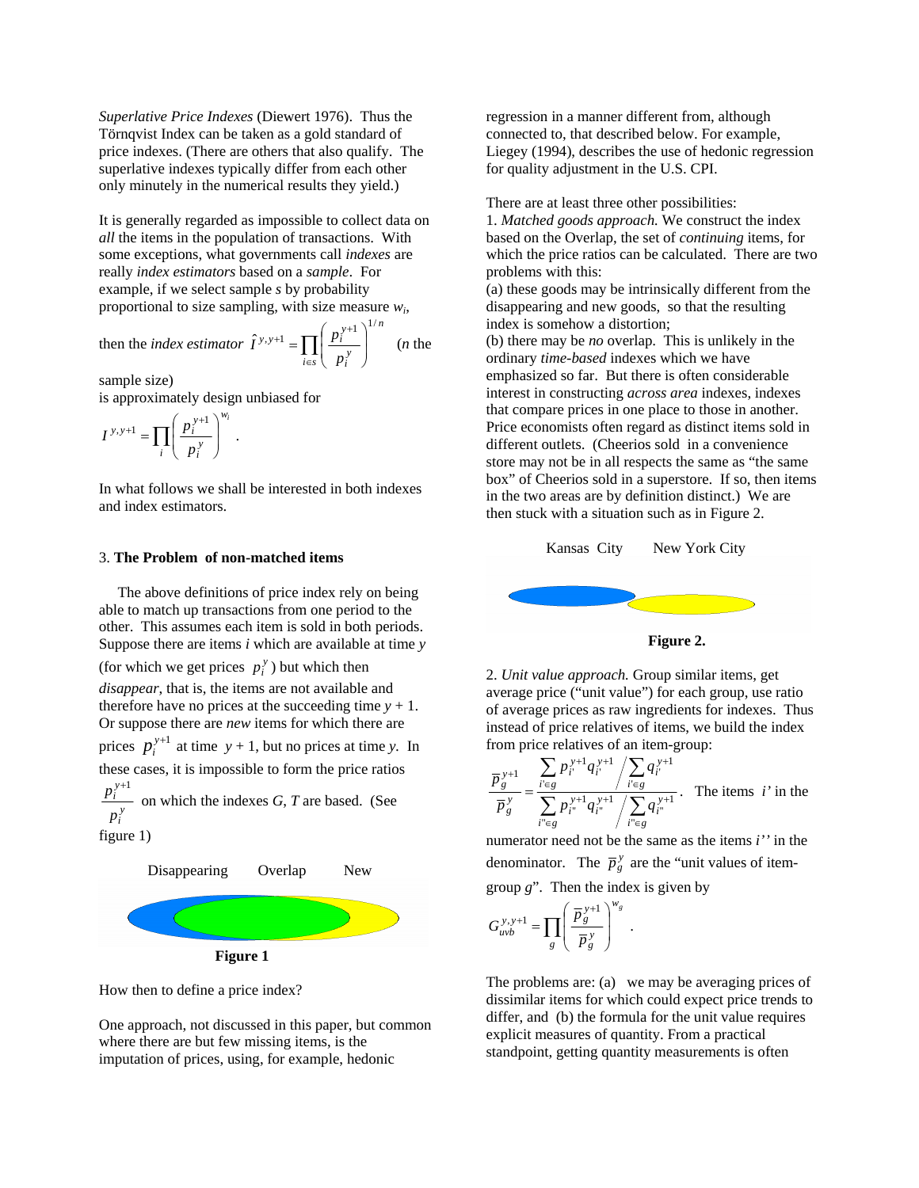*Superlative Price Indexes* (Diewert 1976). Thus the Törnqvist Index can be taken as a gold standard of price indexes. (There are others that also qualify. The superlative indexes typically differ from each other only minutely in the numerical results they yield.)

It is generally regarded as impossible to collect data on *all* the items in the population of transactions. With some exceptions, what governments call *indexes* are really *index estimators* based on a *sample*. For example, if we select sample *s* by probability proportional to size sampling, with size measure $w_i$,

then the *index estimator* $\hat{I}^{y,y+1} = \prod_{i \in s} \left( \frac{p_i^{y+1}}{p_i^y} \right)^{1/n}$ (*n* the sample size)

is approximately design unbiased for

$$I^{y,y+1} = \prod_i \left( \frac{p_i^{y+1}}{p_i^y} \right)^{w_i} .$$

In what follows we shall be interested in both indexes and index estimators.

## 3. **The Problem of non-matched items**

The above definitions of price index rely on being able to match up transactions from one period to the other. This assumes each item is sold in both periods. Suppose there are items *i* which are available at time *y* (for which we get prices $p_i^y$) but which then *disappear*, that is, the items are not available and therefore have no prices at the succeeding time *y* + 1. Or suppose there are *new* items for which there are prices $p_i^{y+1}$ at time $y + 1$, but no prices at time *y*. In these cases, it is impossible to form the price ratios $\frac{p_i^{y+1}}{p_i^y}$ on which the indexes *G*, *T* are based. (See figure 1)

Disappearing Overlap New

**Figure 1**

How then to define a price index?

One approach, not discussed in this paper, but common where there are but few missing items, is the imputation of prices, using, for example, hedonic regression in a manner different from, although connected to, that described below. For example, Liegey (1994), describes the use of hedonic regression for quality adjustment in the U.S. CPI.

There are at least three other possibilities:

1. *Matched goods approach.* We construct the index based on the Overlap, the set of *continuing* items, for which the price ratios can be calculated. There are two problems with this:
(a) these goods may be intrinsically different from the disappearing and new goods, so that the resulting index is somehow a distortion;
(b) there may be *no* overlap. This is unlikely in the ordinary *time-based* indexes which we have emphasized so far. But there is often considerable interest in constructing *across area* indexes, indexes that compare prices in one place to those in another. Price economists often regard as distinct items sold in different outlets. (Cheerios sold in a convenience store may not be in all respects the same as "the same box" of Cheerios sold in a superstore. If so, then items in the two areas are by definition distinct.) We are then stuck with a situation such as in Figure 2.

Kansas City New York City

**Figure 2.**

2. *Unit value approach.* Group similar items, get average price ("unit value") for each group, use ratio of average prices as raw ingredients for indexes. Thus instead of price relatives of items, we build the index from price relatives of an item-group:

$$\frac{\bar{p}_g^{y+1}}{\bar{p}_g^y} = \frac{\sum_{i' \in g} p_{i'}^{y+1} q_{i'}^{y+1} \Big/ \sum_{i' \in g} q_{i'}^{y+1}}{\sum_{i'' \in g} p_{i''}^{y+1} q_{i''}^{y+1} \Big/ \sum_{i'' \in g} q_{i''}^{y+1}} .$$

The items *i'* in the numerator need not be the same as the items *i''* in the denominator. The $\bar{p}_g^y$ are the "unit values of item-group *g*". Then the index is given by

$$G_{uvb}^{y,y+1} = \prod_g \left( \frac{\bar{p}_g^{y+1}}{\bar{p}_g^y} \right)^{w_g} .$$

The problems are: (a) we may be averaging prices of dissimilar items for which could expect price trends to differ, and (b) the formula for the unit value requires explicit measures of quantity. From a practical standpoint, getting quantity measurements is often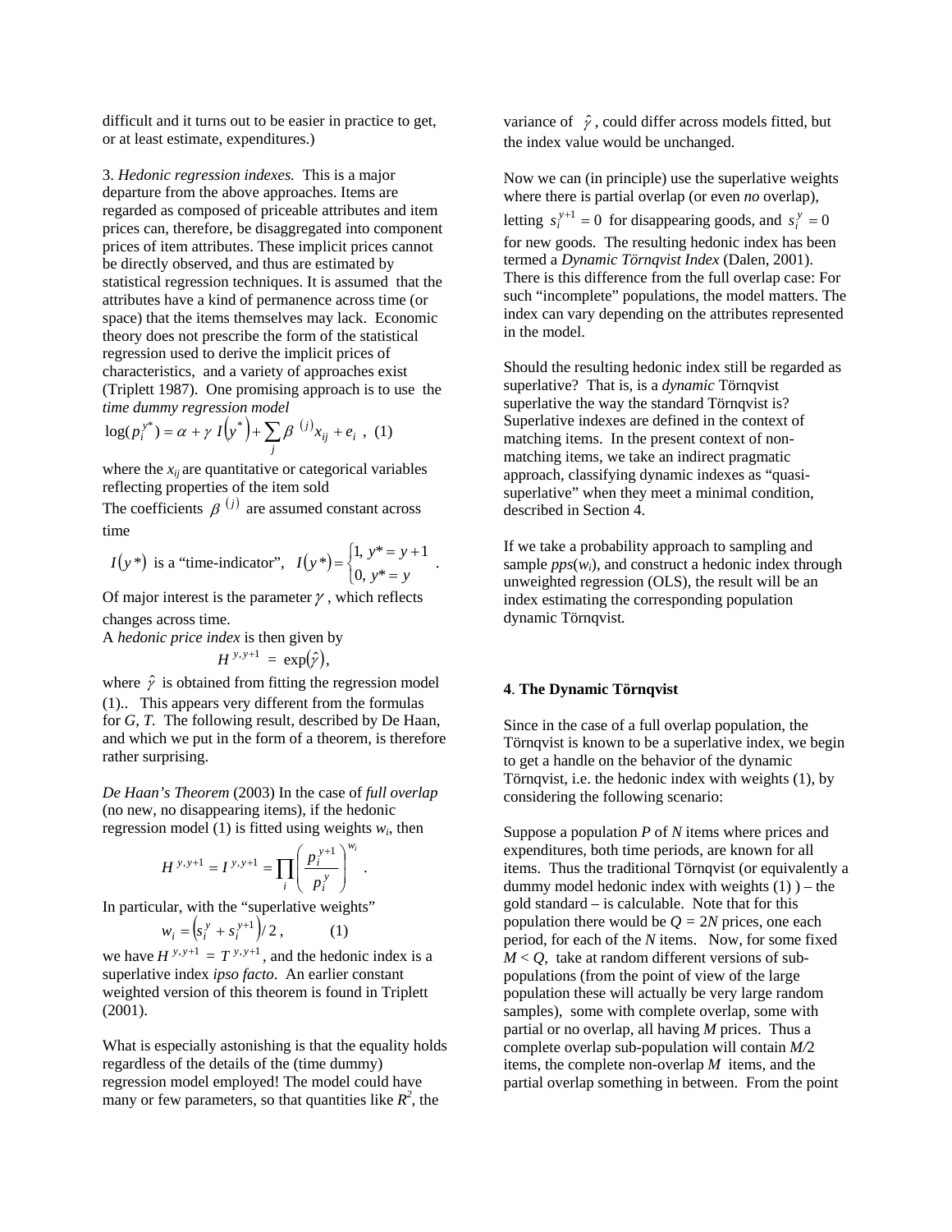difficult and it turns out to be easier in practice to get, or at least estimate, expenditures.)

3. *Hedonic regression indexes.* This is a major departure from the above approaches. Items are regarded as composed of priceable attributes and item prices can, therefore, be disaggregated into component prices of item attributes. These implicit prices cannot be directly observed, and thus are estimated by statistical regression techniques. It is assumed that the attributes have a kind of permanence across time (or space) that the items themselves may lack. Economic theory does not prescribe the form of the statistical regression used to derive the implicit prices of characteristics, and a variety of approaches exist (Triplett 1987). One promising approach is to use the *time dummy regression model*

$$\log(p_i^{y^*}) = \alpha + \gamma\ I\left(y^*\right) + \sum_j \beta^{\,(j)} x_{ij} + e_i \ , \quad (1)$$

where the $x_{ij}$ are quantitative or categorical variables reflecting properties of the item sold

The coefficients $\beta^{\,(j)}$ are assumed constant across time

$I(y^*)$ is a "time-indicator", $I(y^*) = \begin{cases} 1, & y^* = y+1 \\ 0, & y^* = y \end{cases}$ .

Of major interest is the parameter $\gamma$ , which reflects changes across time.

A *hedonic price index* is then given by

$$H^{\,y,y+1} = \exp(\hat{\gamma}),$$

where $\hat{\gamma}$ is obtained from fitting the regression model (1).. This appears very different from the formulas for *G*, *T*. The following result, described by De Haan, and which we put in the form of a theorem, is therefore rather surprising.

*De Haan's Theorem* (2003) In the case of *full overlap* (no new, no disappearing items), if the hedonic regression model (1) is fitted using weights $w_i$, then

$$H^{\,y,y+1} = I^{\,y,y+1} = \prod_i \left( \frac{p_i^{y+1}}{p_i^{y}} \right)^{w_i} .$$

In particular, with the "superlative weights"

$$w_i = \left(s_i^y + s_i^{y+1}\right)/2\ , \qquad (1)$$

we have $H^{\,y,y+1} = T^{\,y,y+1}$, and the hedonic index is a superlative index *ipso facto*. An earlier constant weighted version of this theorem is found in Triplett (2001).

What is especially astonishing is that the equality holds regardless of the details of the (time dummy) regression model employed! The model could have many or few parameters, so that quantities like $R^2$, the variance of $\hat{\gamma}$, could differ across models fitted, but the index value would be unchanged.

Now we can (in principle) use the superlative weights where there is partial overlap (or even *no* overlap), letting $s_i^{y+1} = 0$ for disappearing goods, and $s_i^{y} = 0$ for new goods. The resulting hedonic index has been termed a *Dynamic Törnqvist Index* (Dalen, 2001). There is this difference from the full overlap case: For such "incomplete" populations, the model matters. The index can vary depending on the attributes represented in the model.

Should the resulting hedonic index still be regarded as superlative? That is, is a *dynamic* Törnqvist superlative the way the standard Törnqvist is? Superlative indexes are defined in the context of matching items. In the present context of non-matching items, we take an indirect pragmatic approach, classifying dynamic indexes as "quasi-superlative" when they meet a minimal condition, described in Section 4.

If we take a probability approach to sampling and sample *pps*($w_i$), and construct a hedonic index through unweighted regression (OLS), the result will be an index estimating the corresponding population dynamic Törnqvist.

## 4. The Dynamic Törnqvist

Since in the case of a full overlap population, the Törnqvist is known to be a superlative index, we begin to get a handle on the behavior of the dynamic Törnqvist, i.e. the hedonic index with weights (1), by considering the following scenario:

Suppose a population *P* of *N* items where prices and expenditures, both time periods, are known for all items. Thus the traditional Törnqvist (or equivalently a dummy model hedonic index with weights (1) ) – the gold standard – is calculable. Note that for this population there would be $Q = 2N$ prices, one each period, for each of the *N* items. Now, for some fixed $M < Q$, take at random different versions of sub-populations (from the point of view of the large population these will actually be very large random samples), some with complete overlap, some with partial or no overlap, all having *M* prices. Thus a complete overlap sub-population will contain $M/2$ items, the complete non-overlap *M* items, and the partial overlap something in between. From the point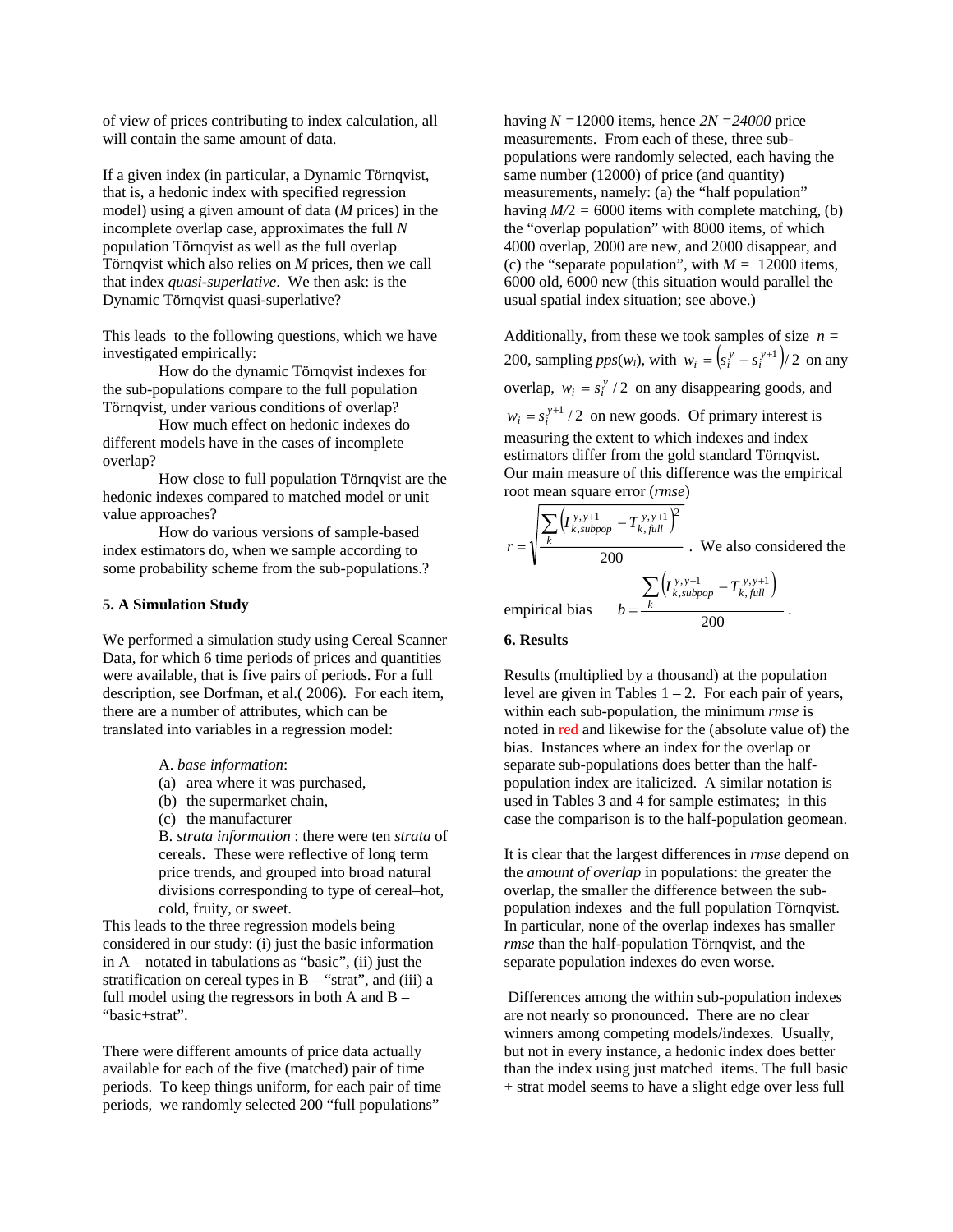of view of prices contributing to index calculation, all will contain the same amount of data.

If a given index (in particular, a Dynamic Törnqvist, that is, a hedonic index with specified regression model) using a given amount of data (*M* prices) in the incomplete overlap case, approximates the full *N* population Törnqvist as well as the full overlap Törnqvist which also relies on *M* prices, then we call that index *quasi-superlative*. We then ask: is the Dynamic Törnqvist quasi-superlative?

This leads to the following questions, which we have investigated empirically:

How do the dynamic Törnqvist indexes for the sub-populations compare to the full population Törnqvist, under various conditions of overlap?

How much effect on hedonic indexes do different models have in the cases of incomplete overlap?

How close to full population Törnqvist are the hedonic indexes compared to matched model or unit value approaches?

How do various versions of sample-based index estimators do, when we sample according to some probability scheme from the sub-populations.?

## 5. A Simulation Study

We performed a simulation study using Cereal Scanner Data, for which 6 time periods of prices and quantities were available, that is five pairs of periods. For a full description, see Dorfman, et al.( 2006). For each item, there are a number of attributes, which can be translated into variables in a regression model:

A. *base information*:
(a) area where it was purchased,
(b) the supermarket chain,
(c) the manufacturer

B. *strata information* : there were ten *strata* of cereals. These were reflective of long term price trends, and grouped into broad natural divisions corresponding to type of cereal–hot, cold, fruity, or sweet.

This leads to the three regression models being considered in our study: (i) just the basic information in A – notated in tabulations as "basic", (ii) just the stratification on cereal types in B – "strat", and (iii) a full model using the regressors in both A and B – "basic+strat".

There were different amounts of price data actually available for each of the five (matched) pair of time periods. To keep things uniform, for each pair of time periods, we randomly selected 200 "full populations" having $N$ =12000 items, hence $2N$ =24000 price measurements. From each of these, three sub-populations were randomly selected, each having the same number (12000) of price (and quantity) measurements, namely: (a) the "half population" having $M/2$ = 6000 items with complete matching, (b) the "overlap population" with 8000 items, of which 4000 overlap, 2000 are new, and 2000 disappear, and (c) the "separate population", with $M$ = 12000 items, 6000 old, 6000 new (this situation would parallel the usual spatial index situation; see above.)

Additionally, from these we took samples of size $n$ = 200, sampling *pps*($w_i$), with $w_i = \left(s_i^y + s_i^{y+1}\right)/2$ on any overlap, $w_i = s_i^y/2$ on any disappearing goods, and $w_i = s_i^{y+1}/2$ on new goods. Of primary interest is measuring the extent to which indexes and index estimators differ from the gold standard Törnqvist. Our main measure of this difference was the empirical root mean square error (*rmse*)

$$r = \sqrt{\frac{\sum_k \left(I_{k,subpop}^{y,y+1} - T_{k,full}^{y,y+1}\right)^2}{200}}$$

. We also considered the empirical bias

$$b = \frac{\sum_k \left(I_{k,subpop}^{y,y+1} - T_{k,full}^{y,y+1}\right)}{200}.$$

## 6. Results

Results (multiplied by a thousand) at the population level are given in Tables 1 – 2. For each pair of years, within each sub-population, the minimum *rmse* is noted in red and likewise for the (absolute value of) the bias. Instances where an index for the overlap or separate sub-populations does better than the half-population index are italicized. A similar notation is used in Tables 3 and 4 for sample estimates; in this case the comparison is to the half-population geomean.

It is clear that the largest differences in *rmse* depend on the *amount of overlap* in populations: the greater the overlap, the smaller the difference between the sub-population indexes and the full population Törnqvist. In particular, none of the overlap indexes has smaller *rmse* than the half-population Törnqvist, and the separate population indexes do even worse.

Differences among the within sub-population indexes are not nearly so pronounced. There are no clear winners among competing models/indexes. Usually, but not in every instance, a hedonic index does better than the index using just matched items. The full basic + strat model seems to have a slight edge over less full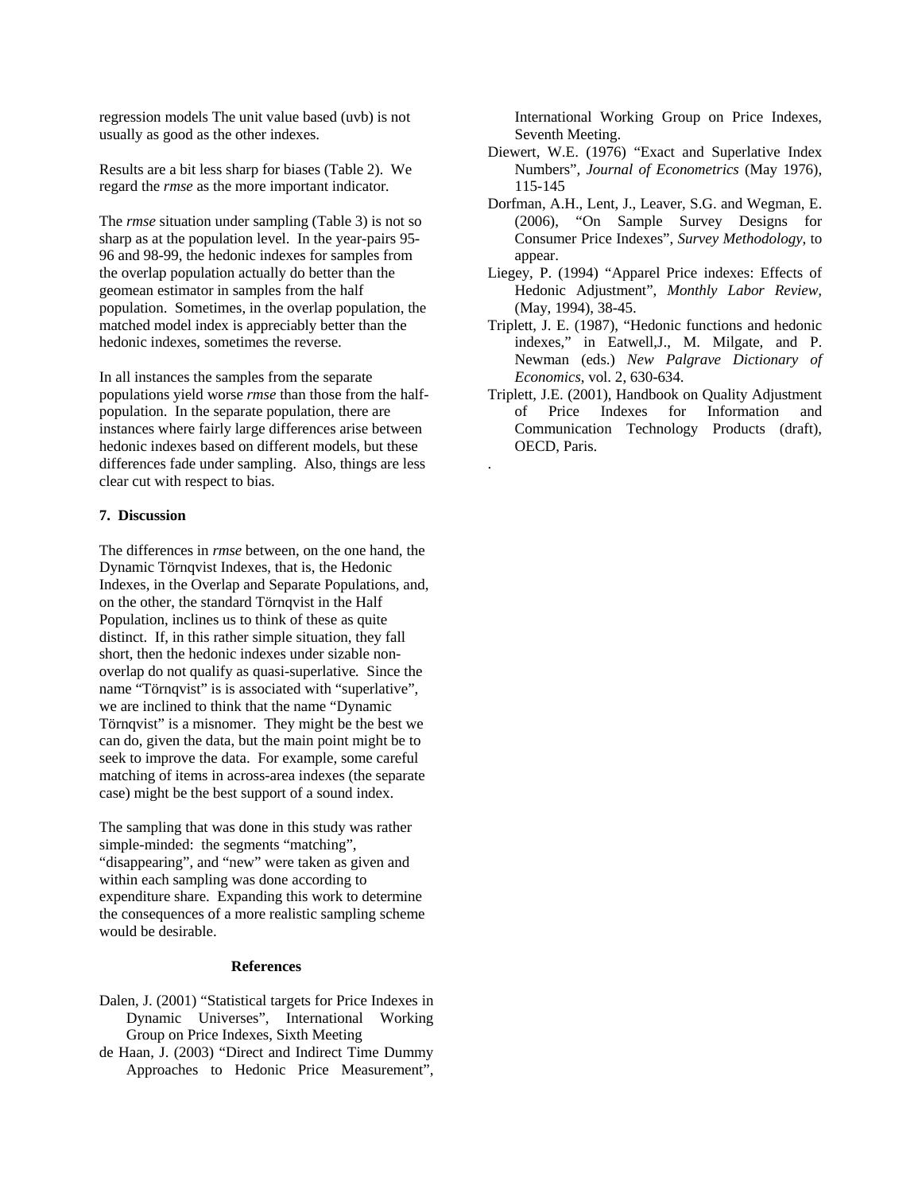regression models The unit value based (uvb) is not usually as good as the other indexes.

Results are a bit less sharp for biases (Table 2). We regard the *rmse* as the more important indicator.

The *rmse* situation under sampling (Table 3) is not so sharp as at the population level. In the year-pairs 95-96 and 98-99, the hedonic indexes for samples from the overlap population actually do better than the geomean estimator in samples from the half population. Sometimes, in the overlap population, the matched model index is appreciably better than the hedonic indexes, sometimes the reverse.

In all instances the samples from the separate populations yield worse *rmse* than those from the half-population. In the separate population, there are instances where fairly large differences arise between hedonic indexes based on different models, but these differences fade under sampling. Also, things are less clear cut with respect to bias.

## 7. Discussion

The differences in *rmse* between, on the one hand, the Dynamic Törnqvist Indexes, that is, the Hedonic Indexes, in the Overlap and Separate Populations, and, on the other, the standard Törnqvist in the Half Population, inclines us to think of these as quite distinct. If, in this rather simple situation, they fall short, then the hedonic indexes under sizable non-overlap do not qualify as quasi-superlative. Since the name "Törnqvist" is is associated with "superlative", we are inclined to think that the name "Dynamic Törnqvist" is a misnomer. They might be the best we can do, given the data, but the main point might be to seek to improve the data. For example, some careful matching of items in across-area indexes (the separate case) might be the best support of a sound index.

The sampling that was done in this study was rather simple-minded: the segments "matching", "disappearing", and "new" were taken as given and within each sampling was done according to expenditure share. Expanding this work to determine the consequences of a more realistic sampling scheme would be desirable.

## References

Dalen, J. (2001) "Statistical targets for Price Indexes in Dynamic Universes", International Working Group on Price Indexes, Sixth Meeting

de Haan, J. (2003) "Direct and Indirect Time Dummy Approaches to Hedonic Price Measurement", International Working Group on Price Indexes, Seventh Meeting.

Diewert, W.E. (1976) "Exact and Superlative Index Numbers", *Journal of Econometrics* (May 1976), 115-145

Dorfman, A.H., Lent, J., Leaver, S.G. and Wegman, E. (2006), "On Sample Survey Designs for Consumer Price Indexes", *Survey Methodology*, to appear.

Liegey, P. (1994) "Apparel Price indexes: Effects of Hedonic Adjustment", *Monthly Labor Review*, (May, 1994), 38-45.

Triplett, J. E. (1987), "Hedonic functions and hedonic indexes," in Eatwell,J., M. Milgate, and P. Newman (eds.) *New Palgrave Dictionary of Economics*, vol. 2, 630-634.

Triplett, J.E. (2001), Handbook on Quality Adjustment of Price Indexes for Information and Communication Technology Products (draft), OECD, Paris.

.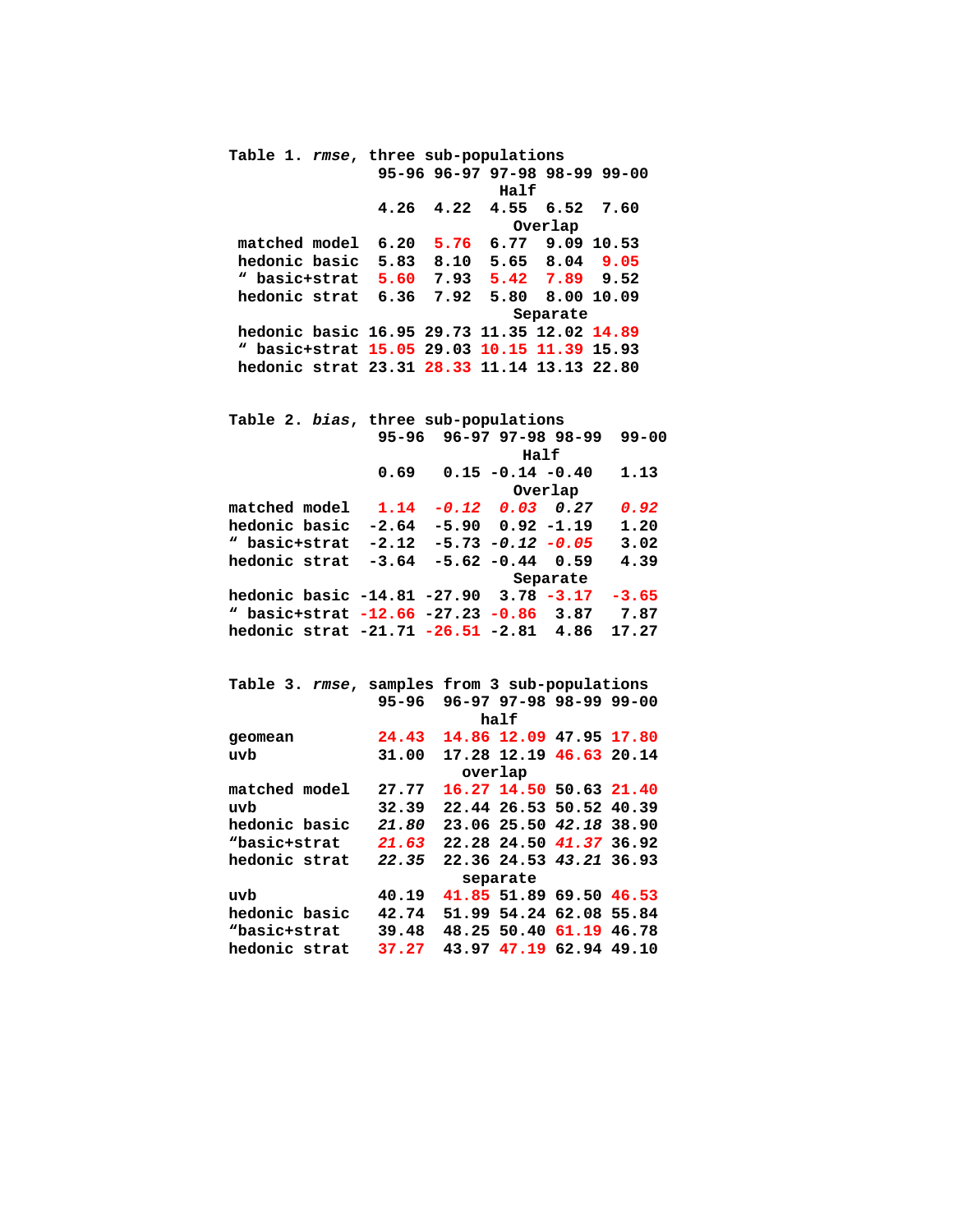Table 1. *rmse*, three sub-populations

| | 95-96 | 96-97 | 97-98 | 98-99 | 99-00 |
|---|---|---|---|---|---|
| | | | Half | | |
| | 4.26 | 4.22 | 4.55 | 6.52 | 7.60 |
| | | | Overlap | | |
| matched model | 6.20 | 5.76 | 6.77 | 9.09 | 10.53 |
| hedonic basic | 5.83 | 8.10 | 5.65 | 8.04 | 9.05 |
| " basic+strat | 5.60 | 7.93 | 5.42 | 7.89 | 9.52 |
| hedonic strat | 6.36 | 7.92 | 5.80 | 8.00 | 10.09 |
| | | | Separate | | |
| hedonic basic | 16.95 | 29.73 | 11.35 | 12.02 | 14.89 |
| " basic+strat | 15.05 | 29.03 | 10.15 | 11.39 | 15.93 |
| hedonic strat | 23.31 | 28.33 | 11.14 | 13.13 | 22.80 |

Table 2. *bias*, three sub-populations

| | 95-96 | 96-97 | 97-98 | 98-99 | 99-00 |
|---|---|---|---|---|---|
| | | | Half | | |
| | 0.69 | 0.15 | -0.14 | -0.40 | 1.13 |
| | | | Overlap | | |
| matched model | 1.14 | *-0.12* | *0.03* | *0.27* | *0.92* |
| hedonic basic | -2.64 | -5.90 | 0.92 | -1.19 | 1.20 |
| " basic+strat | -2.12 | -5.73 | *-0.12* | *-0.05* | 3.02 |
| hedonic strat | -3.64 | -5.62 | -0.44 | 0.59 | 4.39 |
| | | | Separate | | |
| hedonic basic | -14.81 | -27.90 | 3.78 | -3.17 | -3.65 |
| " basic+strat | -12.66 | -27.23 | -0.86 | 3.87 | 7.87 |
| hedonic strat | -21.71 | -26.51 | -2.81 | 4.86 | 17.27 |

Table 3. *rmse*, samples from 3 sub-populations

| | 95-96 | 96-97 | 97-98 | 98-99 | 99-00 |
|---|---|---|---|---|---|
| | | | half | | |
| geomean | 24.43 | 14.86 | 12.09 | 47.95 | 17.80 |
| uvb | 31.00 | 17.28 | 12.19 | 46.63 | 20.14 |
| | | | overlap | | |
| matched model | 27.77 | 16.27 | 14.50 | 50.63 | 21.40 |
| uvb | 32.39 | 22.44 | 26.53 | 50.52 | 40.39 |
| hedonic basic | *21.80* | 23.06 | 25.50 | *42.18* | 38.90 |
| "basic+strat | *21.63* | 22.28 | 24.50 | *41.37* | 36.92 |
| hedonic strat | *22.35* | 22.36 | 24.53 | *43.21* | 36.93 |
| | | | separate | | |
| uvb | 40.19 | 41.85 | 51.89 | 69.50 | 46.53 |
| hedonic basic | 42.74 | 51.99 | 54.24 | 62.08 | 55.84 |
| "basic+strat | 39.48 | 48.25 | 50.40 | 61.19 | 46.78 |
| hedonic strat | 37.27 | 43.97 | 47.19 | 62.94 | 49.10 |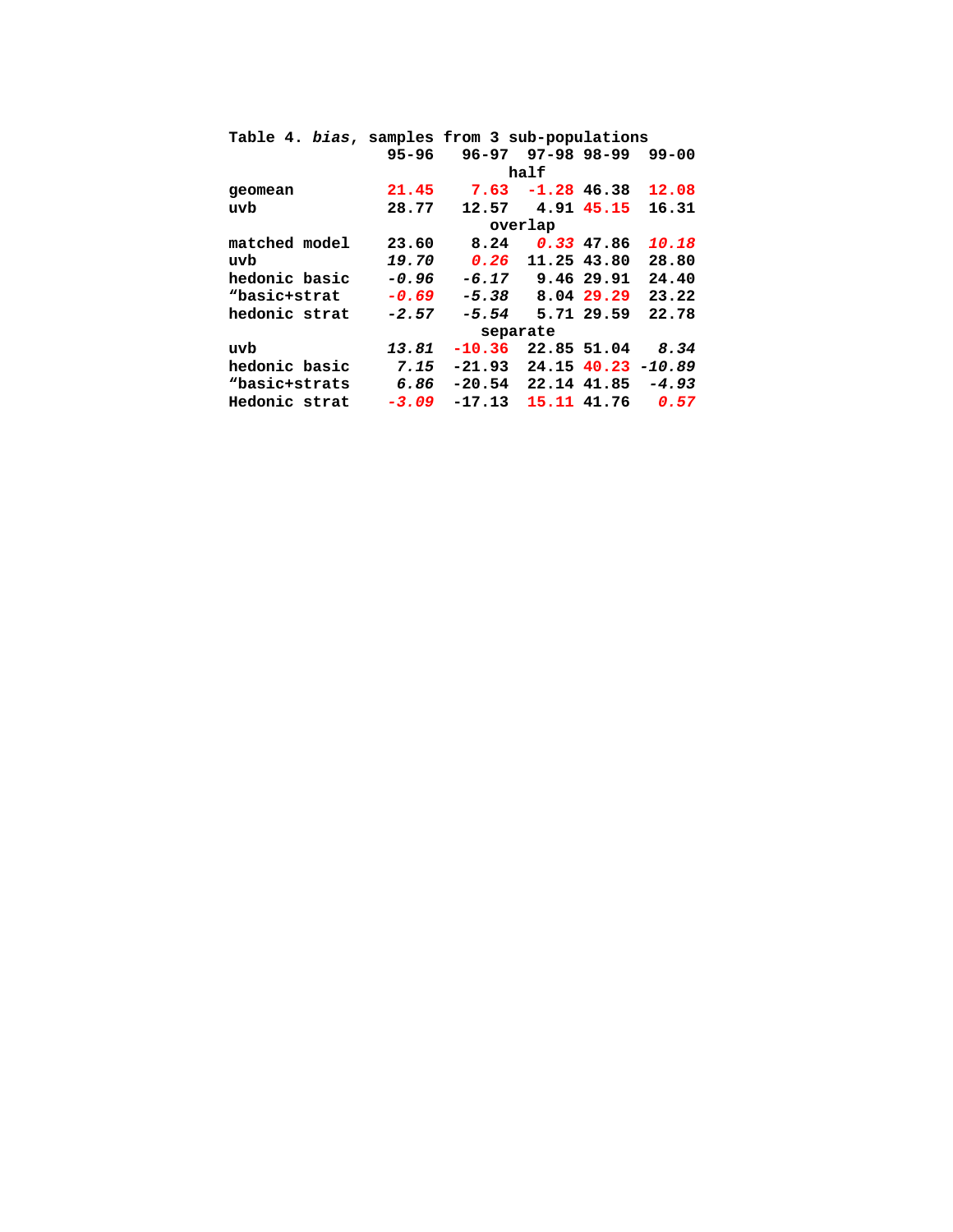Table 4. *bias*, samples from 3 sub-populations

| | 95-96 | 96-97 | 97-98 | 98-99 | 99-00 |
|---|---|---|---|---|---|
| | | | half | | |
| geomean | 21.45 | 7.63 | -1.28 | 46.38 | 12.08 |
| uvb | 28.77 | 12.57 | 4.91 | 45.15 | 16.31 |
| | | | overlap | | |
| matched model | 23.60 | 8.24 | *0.33* | 47.86 | *10.18* |
| uvb | *19.70* | *0.26* | 11.25 | 43.80 | 28.80 |
| hedonic basic | *-0.96* | *-6.17* | 9.46 | 29.91 | 24.40 |
| “basic+strat | *-0.69* | *-5.38* | 8.04 | 29.29 | 23.22 |
| hedonic strat | *-2.57* | *-5.54* | 5.71 | 29.59 | 22.78 |
| | | | separate | | |
| uvb | *13.81* | -10.36 | 22.85 | 51.04 | *8.34* |
| hedonic basic | *7.15* | -21.93 | 24.15 | 40.23 | *-10.89* |
| “basic+strats | *6.86* | -20.54 | 22.14 | 41.85 | *-4.93* |
| Hedonic strat | *-3.09* | -17.13 | 15.11 | 41.76 | *0.57* |